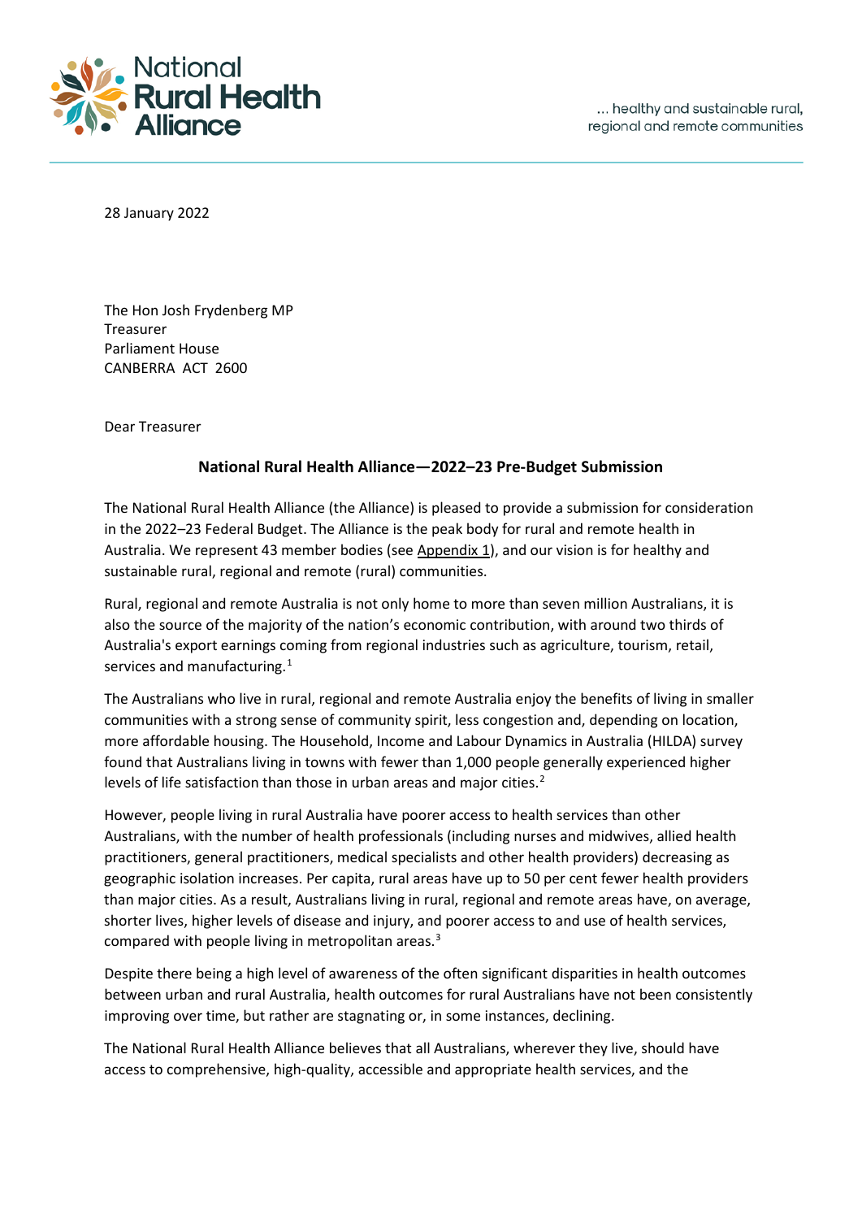National Rural Health Alliance

... healthy and sustainable rural, regional and remote communities

28 January 2022

The Hon Josh Frydenberg MP
Treasurer
Parliament House
CANBERRA ACT 2600

Dear Treasurer

**National Rural Health Alliance—2022–23 Pre-Budget Submission**

The National Rural Health Alliance (the Alliance) is pleased to provide a submission for consideration in the 2022–23 Federal Budget. The Alliance is the peak body for rural and remote health in Australia. We represent 43 member bodies (see Appendix 1), and our vision is for healthy and sustainable rural, regional and remote (rural) communities.

Rural, regional and remote Australia is not only home to more than seven million Australians, it is also the source of the majority of the nation's economic contribution, with around two thirds of Australia's export earnings coming from regional industries such as agriculture, tourism, retail, services and manufacturing.[1]

The Australians who live in rural, regional and remote Australia enjoy the benefits of living in smaller communities with a strong sense of community spirit, less congestion and, depending on location, more affordable housing. The Household, Income and Labour Dynamics in Australia (HILDA) survey found that Australians living in towns with fewer than 1,000 people generally experienced higher levels of life satisfaction than those in urban areas and major cities.[2]

However, people living in rural Australia have poorer access to health services than other Australians, with the number of health professionals (including nurses and midwives, allied health practitioners, general practitioners, medical specialists and other health providers) decreasing as geographic isolation increases. Per capita, rural areas have up to 50 per cent fewer health providers than major cities. As a result, Australians living in rural, regional and remote areas have, on average, shorter lives, higher levels of disease and injury, and poorer access to and use of health services, compared with people living in metropolitan areas.[3]

Despite there being a high level of awareness of the often significant disparities in health outcomes between urban and rural Australia, health outcomes for rural Australians have not been consistently improving over time, but rather are stagnating or, in some instances, declining.

The National Rural Health Alliance believes that all Australians, wherever they live, should have access to comprehensive, high-quality, accessible and appropriate health services, and the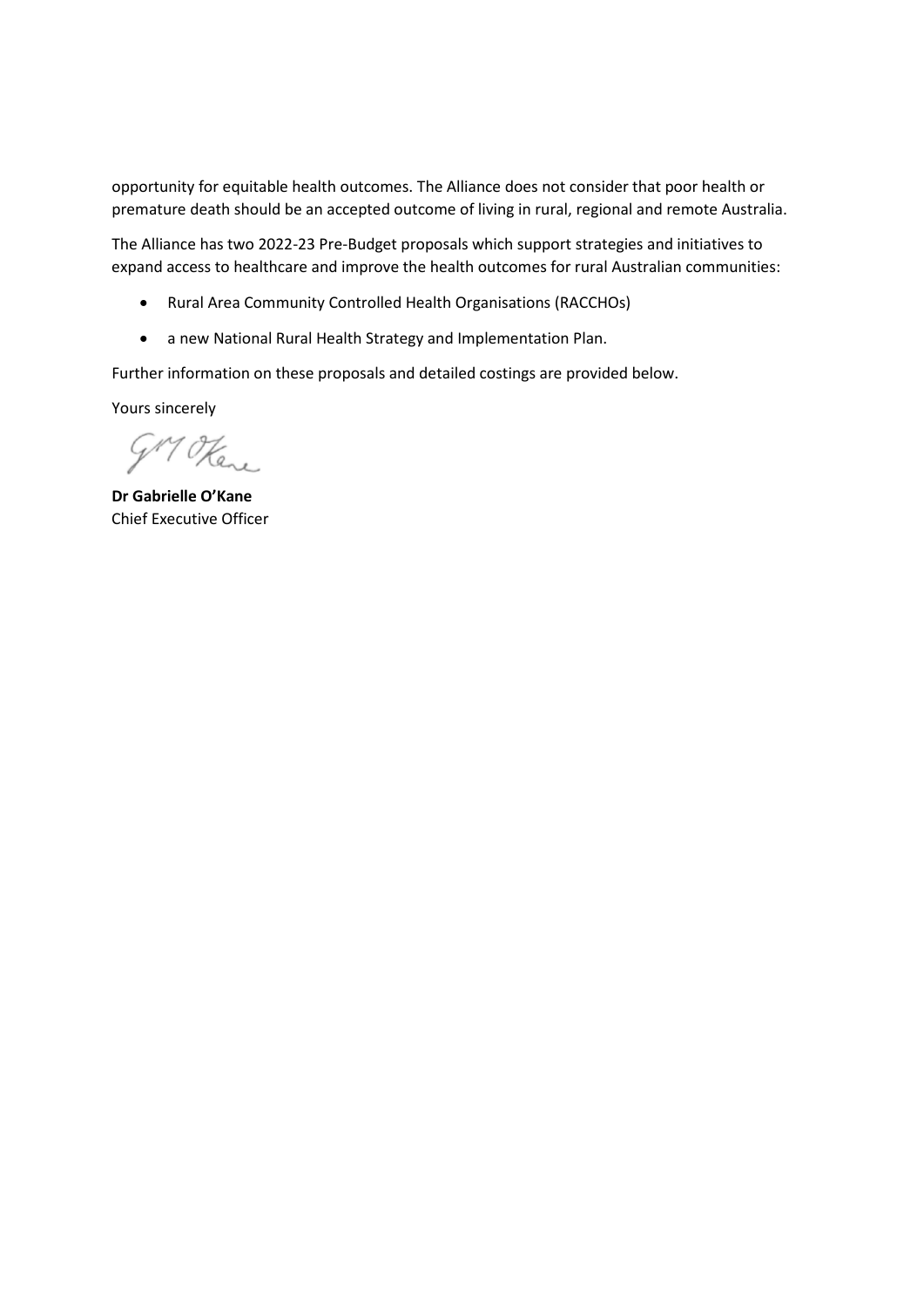opportunity for equitable health outcomes. The Alliance does not consider that poor health or premature death should be an accepted outcome of living in rural, regional and remote Australia.

The Alliance has two 2022-23 Pre-Budget proposals which support strategies and initiatives to expand access to healthcare and improve the health outcomes for rural Australian communities:

- Rural Area Community Controlled Health Organisations (RACCHOs)
- a new National Rural Health Strategy and Implementation Plan.

Further information on these proposals and detailed costings are provided below.

Yours sincerely

**Dr Gabrielle O'Kane**
Chief Executive Officer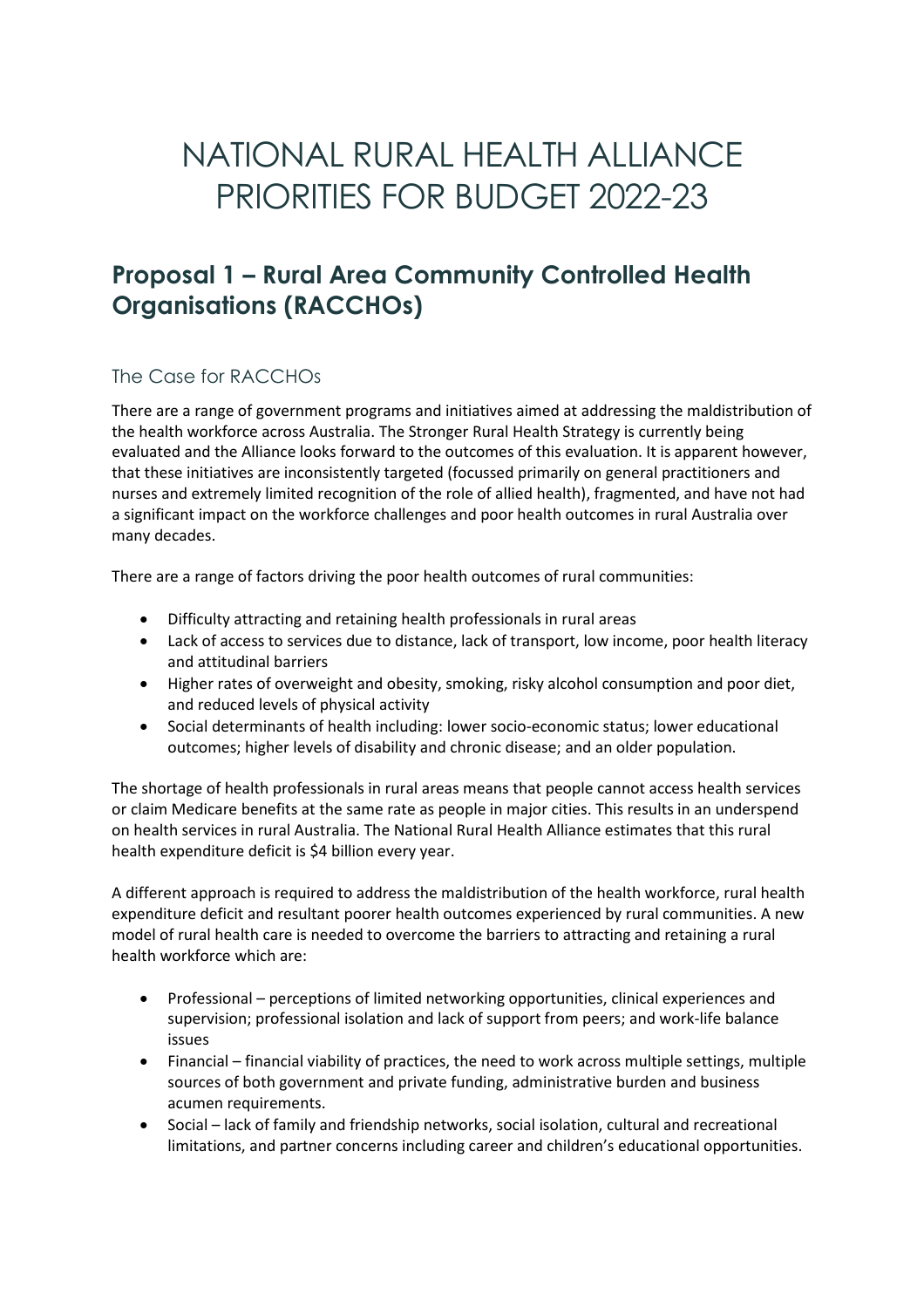# NATIONAL RURAL HEALTH ALLIANCE PRIORITIES FOR BUDGET 2022-23

## Proposal 1 – Rural Area Community Controlled Health Organisations (RACCHOs)

### The Case for RACCHOs

There are a range of government programs and initiatives aimed at addressing the maldistribution of the health workforce across Australia. The Stronger Rural Health Strategy is currently being evaluated and the Alliance looks forward to the outcomes of this evaluation. It is apparent however, that these initiatives are inconsistently targeted (focussed primarily on general practitioners and nurses and extremely limited recognition of the role of allied health), fragmented, and have not had a significant impact on the workforce challenges and poor health outcomes in rural Australia over many decades.

There are a range of factors driving the poor health outcomes of rural communities:

- Difficulty attracting and retaining health professionals in rural areas
- Lack of access to services due to distance, lack of transport, low income, poor health literacy and attitudinal barriers
- Higher rates of overweight and obesity, smoking, risky alcohol consumption and poor diet, and reduced levels of physical activity
- Social determinants of health including: lower socio-economic status; lower educational outcomes; higher levels of disability and chronic disease; and an older population.

The shortage of health professionals in rural areas means that people cannot access health services or claim Medicare benefits at the same rate as people in major cities. This results in an underspend on health services in rural Australia. The National Rural Health Alliance estimates that this rural health expenditure deficit is $4 billion every year.

A different approach is required to address the maldistribution of the health workforce, rural health expenditure deficit and resultant poorer health outcomes experienced by rural communities. A new model of rural health care is needed to overcome the barriers to attracting and retaining a rural health workforce which are:

- Professional – perceptions of limited networking opportunities, clinical experiences and supervision; professional isolation and lack of support from peers; and work-life balance issues
- Financial – financial viability of practices, the need to work across multiple settings, multiple sources of both government and private funding, administrative burden and business acumen requirements.
- Social – lack of family and friendship networks, social isolation, cultural and recreational limitations, and partner concerns including career and children's educational opportunities.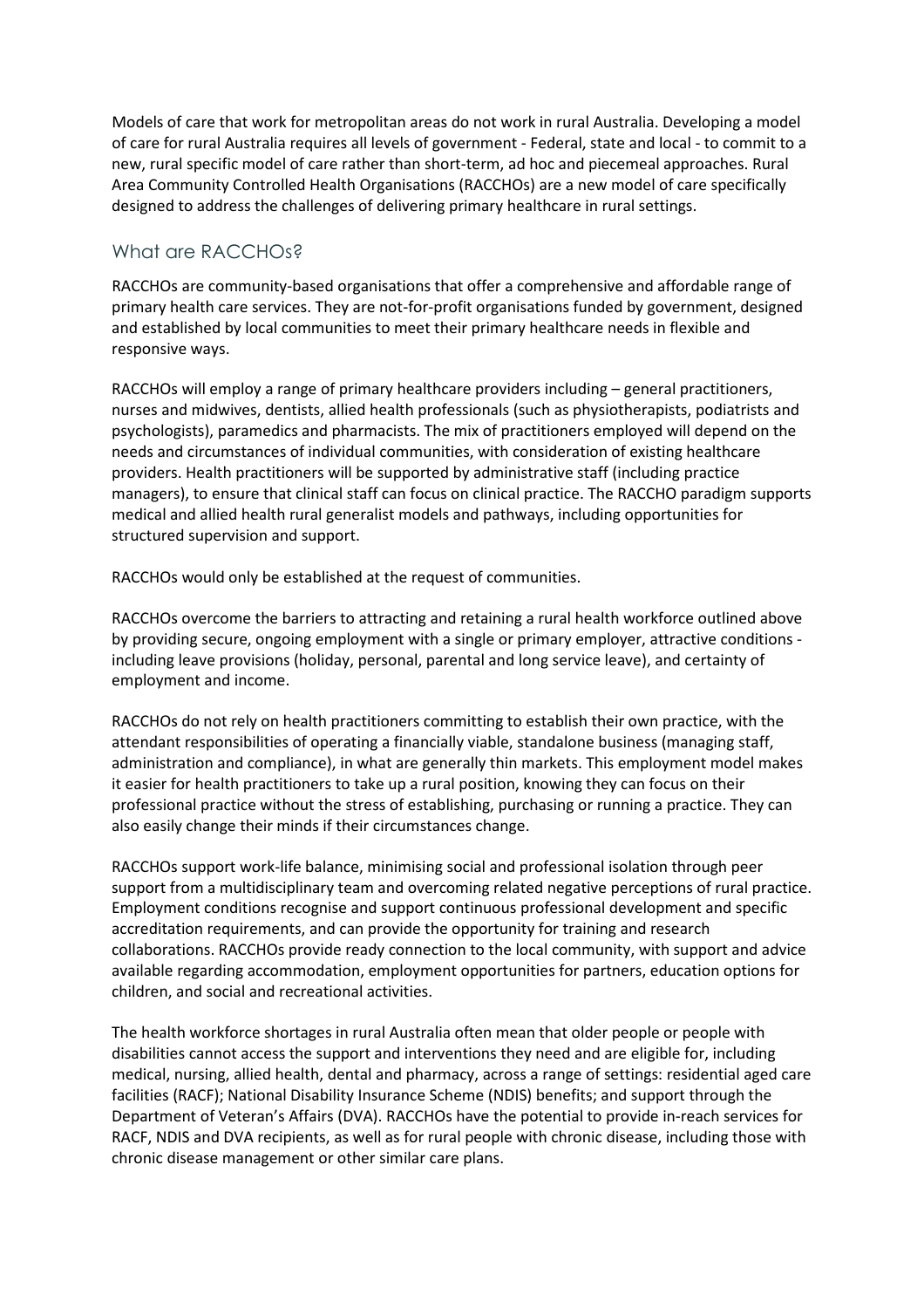Models of care that work for metropolitan areas do not work in rural Australia. Developing a model of care for rural Australia requires all levels of government - Federal, state and local - to commit to a new, rural specific model of care rather than short-term, ad hoc and piecemeal approaches. Rural Area Community Controlled Health Organisations (RACCHOs) are a new model of care specifically designed to address the challenges of delivering primary healthcare in rural settings.

## What are RACCHOs?

RACCHOs are community-based organisations that offer a comprehensive and affordable range of primary health care services. They are not-for-profit organisations funded by government, designed and established by local communities to meet their primary healthcare needs in flexible and responsive ways.

RACCHOs will employ a range of primary healthcare providers including – general practitioners, nurses and midwives, dentists, allied health professionals (such as physiotherapists, podiatrists and psychologists), paramedics and pharmacists. The mix of practitioners employed will depend on the needs and circumstances of individual communities, with consideration of existing healthcare providers. Health practitioners will be supported by administrative staff (including practice managers), to ensure that clinical staff can focus on clinical practice. The RACCHO paradigm supports medical and allied health rural generalist models and pathways, including opportunities for structured supervision and support.

RACCHOs would only be established at the request of communities.

RACCHOs overcome the barriers to attracting and retaining a rural health workforce outlined above by providing secure, ongoing employment with a single or primary employer, attractive conditions - including leave provisions (holiday, personal, parental and long service leave), and certainty of employment and income.

RACCHOs do not rely on health practitioners committing to establish their own practice, with the attendant responsibilities of operating a financially viable, standalone business (managing staff, administration and compliance), in what are generally thin markets. This employment model makes it easier for health practitioners to take up a rural position, knowing they can focus on their professional practice without the stress of establishing, purchasing or running a practice. They can also easily change their minds if their circumstances change.

RACCHOs support work-life balance, minimising social and professional isolation through peer support from a multidisciplinary team and overcoming related negative perceptions of rural practice. Employment conditions recognise and support continuous professional development and specific accreditation requirements, and can provide the opportunity for training and research collaborations. RACCHOs provide ready connection to the local community, with support and advice available regarding accommodation, employment opportunities for partners, education options for children, and social and recreational activities.

The health workforce shortages in rural Australia often mean that older people or people with disabilities cannot access the support and interventions they need and are eligible for, including medical, nursing, allied health, dental and pharmacy, across a range of settings: residential aged care facilities (RACF); National Disability Insurance Scheme (NDIS) benefits; and support through the Department of Veteran's Affairs (DVA). RACCHOs have the potential to provide in-reach services for RACF, NDIS and DVA recipients, as well as for rural people with chronic disease, including those with chronic disease management or other similar care plans.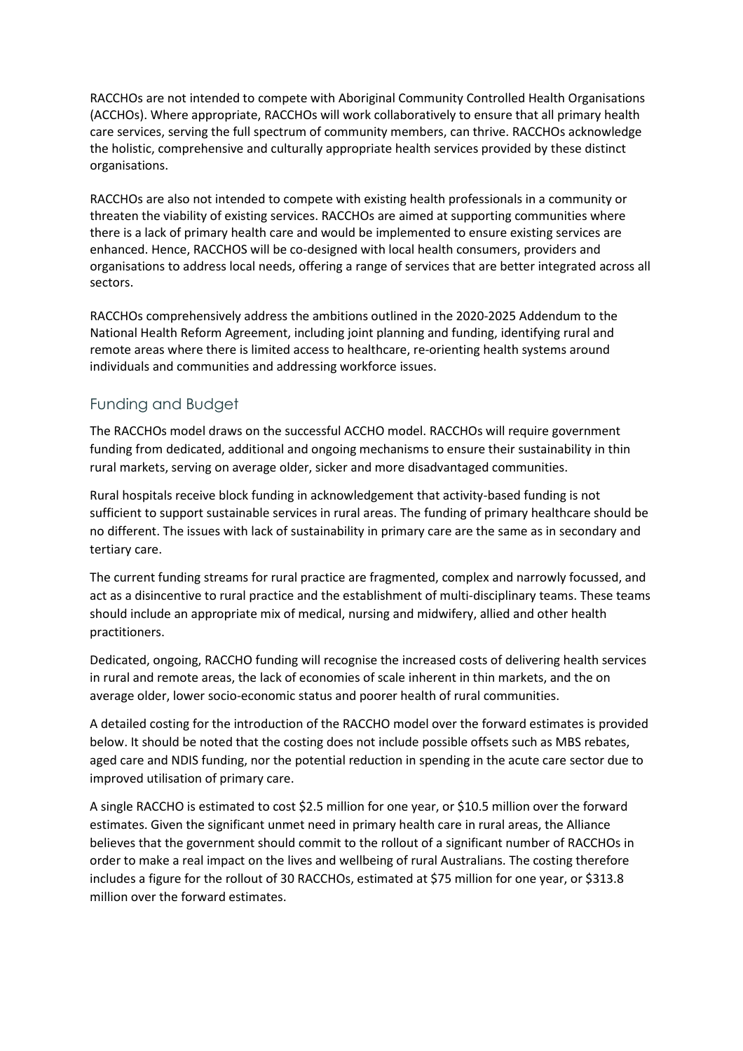RACCHOs are not intended to compete with Aboriginal Community Controlled Health Organisations (ACCHOs). Where appropriate, RACCHOs will work collaboratively to ensure that all primary health care services, serving the full spectrum of community members, can thrive. RACCHOs acknowledge the holistic, comprehensive and culturally appropriate health services provided by these distinct organisations.

RACCHOs are also not intended to compete with existing health professionals in a community or threaten the viability of existing services. RACCHOs are aimed at supporting communities where there is a lack of primary health care and would be implemented to ensure existing services are enhanced. Hence, RACCHOS will be co-designed with local health consumers, providers and organisations to address local needs, offering a range of services that are better integrated across all sectors.

RACCHOs comprehensively address the ambitions outlined in the 2020-2025 Addendum to the National Health Reform Agreement, including joint planning and funding, identifying rural and remote areas where there is limited access to healthcare, re-orienting health systems around individuals and communities and addressing workforce issues.

## Funding and Budget

The RACCHOs model draws on the successful ACCHO model. RACCHOs will require government funding from dedicated, additional and ongoing mechanisms to ensure their sustainability in thin rural markets, serving on average older, sicker and more disadvantaged communities.

Rural hospitals receive block funding in acknowledgement that activity-based funding is not sufficient to support sustainable services in rural areas. The funding of primary healthcare should be no different. The issues with lack of sustainability in primary care are the same as in secondary and tertiary care.

The current funding streams for rural practice are fragmented, complex and narrowly focussed, and act as a disincentive to rural practice and the establishment of multi-disciplinary teams. These teams should include an appropriate mix of medical, nursing and midwifery, allied and other health practitioners.

Dedicated, ongoing, RACCHO funding will recognise the increased costs of delivering health services in rural and remote areas, the lack of economies of scale inherent in thin markets, and the on average older, lower socio-economic status and poorer health of rural communities.

A detailed costing for the introduction of the RACCHO model over the forward estimates is provided below. It should be noted that the costing does not include possible offsets such as MBS rebates, aged care and NDIS funding, nor the potential reduction in spending in the acute care sector due to improved utilisation of primary care.

A single RACCHO is estimated to cost $2.5 million for one year, or $10.5 million over the forward estimates. Given the significant unmet need in primary health care in rural areas, the Alliance believes that the government should commit to the rollout of a significant number of RACCHOs in order to make a real impact on the lives and wellbeing of rural Australians. The costing therefore includes a figure for the rollout of 30 RACCHOs, estimated at $75 million for one year, or $313.8 million over the forward estimates.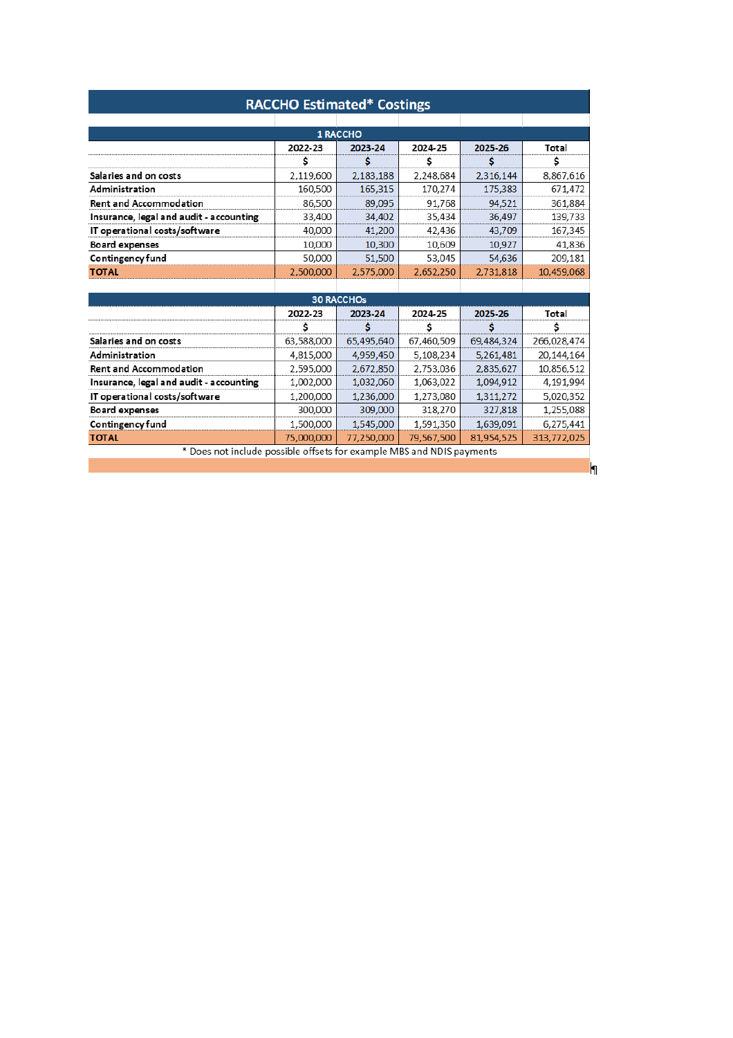## RACCHO Estimated* Costings

| 1 RACCHO | 2022-23 | 2023-24 | 2024-25 | 2025-26 | Total |
|---|---|---|---|---|---|
| | $ | $ | $ | $ | $ |
| **Salaries and on costs** | 2,119,600 | 2,183,188 | 2,248,684 | 2,316,144 | 8,867,616 |
| **Administration** | 160,500 | 165,315 | 170,274 | 175,383 | 671,472 |
| **Rent and Accommodation** | 86,500 | 89,095 | 91,768 | 94,521 | 361,884 |
| **Insurance, legal and audit - accounting** | 33,400 | 34,402 | 35,434 | 36,497 | 139,733 |
| **IT operational costs/software** | 40,000 | 41,200 | 42,436 | 43,709 | 167,345 |
| **Board expenses** | 10,000 | 10,300 | 10,609 | 10,927 | 41,836 |
| **Contingency fund** | 50,000 | 51,500 | 53,045 | 54,636 | 209,181 |
| **TOTAL** | 2,500,000 | 2,575,000 | 2,652,250 | 2,731,818 | 10,459,068 |

| 30 RACCHOs | 2022-23 | 2023-24 | 2024-25 | 2025-26 | Total |
|---|---|---|---|---|---|
| | $ | $ | $ | $ | $ |
| **Salaries and on costs** | 63,588,000 | 65,495,640 | 67,460,509 | 69,484,324 | 266,028,474 |
| **Administration** | 4,815,000 | 4,959,450 | 5,108,234 | 5,261,481 | 20,144,164 |
| **Rent and Accommodation** | 2,595,000 | 2,672,850 | 2,753,036 | 2,835,627 | 10,856,512 |
| **Insurance, legal and audit - accounting** | 1,002,000 | 1,032,060 | 1,063,022 | 1,094,912 | 4,191,994 |
| **IT operational costs/software** | 1,200,000 | 1,236,000 | 1,273,080 | 1,311,272 | 5,020,352 |
| **Board expenses** | 300,000 | 309,000 | 318,270 | 327,818 | 1,255,088 |
| **Contingency fund** | 1,500,000 | 1,545,000 | 1,591,350 | 1,639,091 | 6,275,441 |
| **TOTAL** | 75,000,000 | 77,250,000 | 79,567,500 | 81,954,525 | 313,772,025 |

* Does not include possible offsets for example MBS and NDIS payments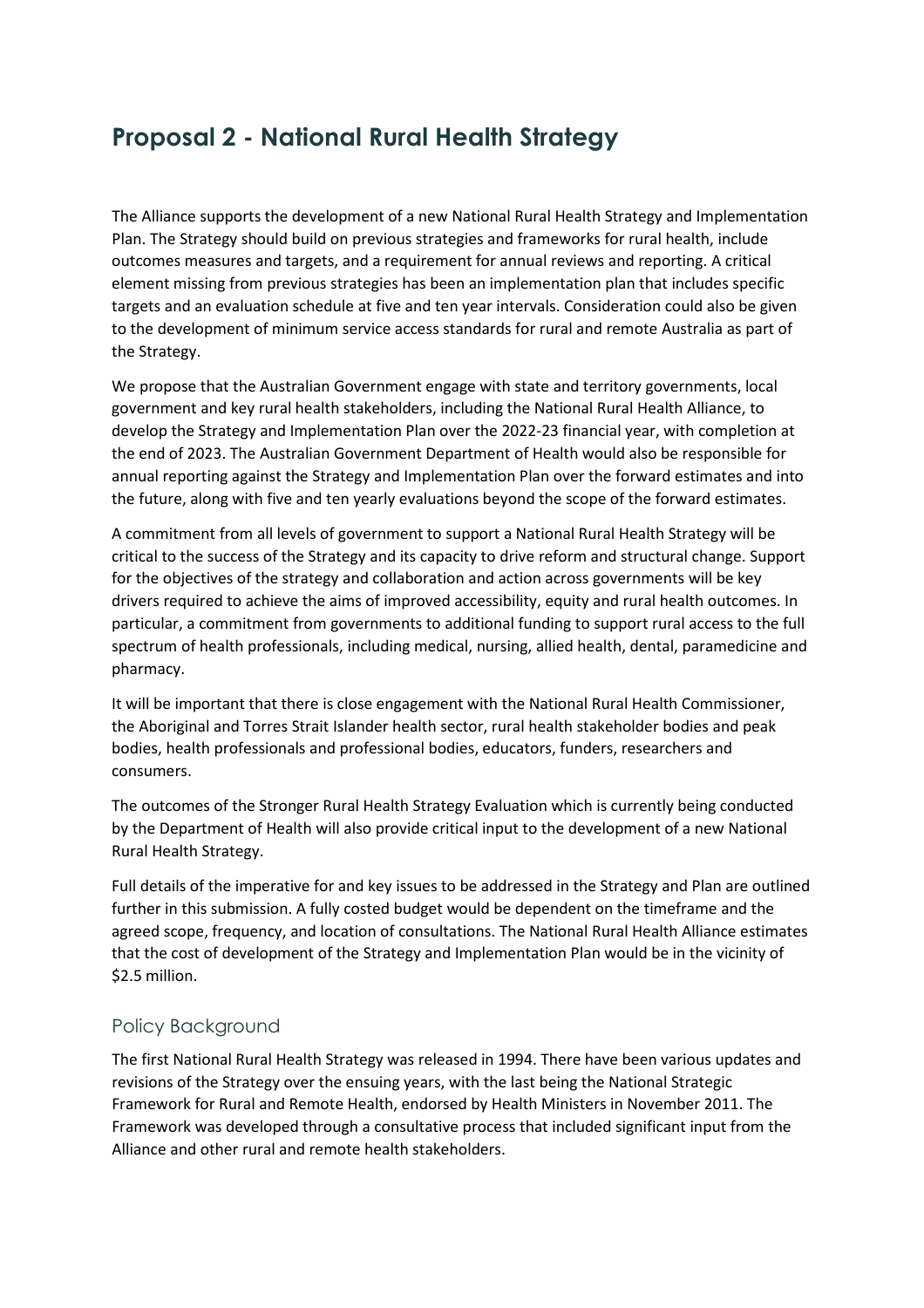# Proposal 2 - National Rural Health Strategy

The Alliance supports the development of a new National Rural Health Strategy and Implementation Plan. The Strategy should build on previous strategies and frameworks for rural health, include outcomes measures and targets, and a requirement for annual reviews and reporting. A critical element missing from previous strategies has been an implementation plan that includes specific targets and an evaluation schedule at five and ten year intervals. Consideration could also be given to the development of minimum service access standards for rural and remote Australia as part of the Strategy.

We propose that the Australian Government engage with state and territory governments, local government and key rural health stakeholders, including the National Rural Health Alliance, to develop the Strategy and Implementation Plan over the 2022-23 financial year, with completion at the end of 2023. The Australian Government Department of Health would also be responsible for annual reporting against the Strategy and Implementation Plan over the forward estimates and into the future, along with five and ten yearly evaluations beyond the scope of the forward estimates.

A commitment from all levels of government to support a National Rural Health Strategy will be critical to the success of the Strategy and its capacity to drive reform and structural change. Support for the objectives of the strategy and collaboration and action across governments will be key drivers required to achieve the aims of improved accessibility, equity and rural health outcomes. In particular, a commitment from governments to additional funding to support rural access to the full spectrum of health professionals, including medical, nursing, allied health, dental, paramedicine and pharmacy.

It will be important that there is close engagement with the National Rural Health Commissioner, the Aboriginal and Torres Strait Islander health sector, rural health stakeholder bodies and peak bodies, health professionals and professional bodies, educators, funders, researchers and consumers.

The outcomes of the Stronger Rural Health Strategy Evaluation which is currently being conducted by the Department of Health will also provide critical input to the development of a new National Rural Health Strategy.

Full details of the imperative for and key issues to be addressed in the Strategy and Plan are outlined further in this submission. A fully costed budget would be dependent on the timeframe and the agreed scope, frequency, and location of consultations. The National Rural Health Alliance estimates that the cost of development of the Strategy and Implementation Plan would be in the vicinity of $2.5 million.

## Policy Background

The first National Rural Health Strategy was released in 1994. There have been various updates and revisions of the Strategy over the ensuing years, with the last being the National Strategic Framework for Rural and Remote Health, endorsed by Health Ministers in November 2011. The Framework was developed through a consultative process that included significant input from the Alliance and other rural and remote health stakeholders.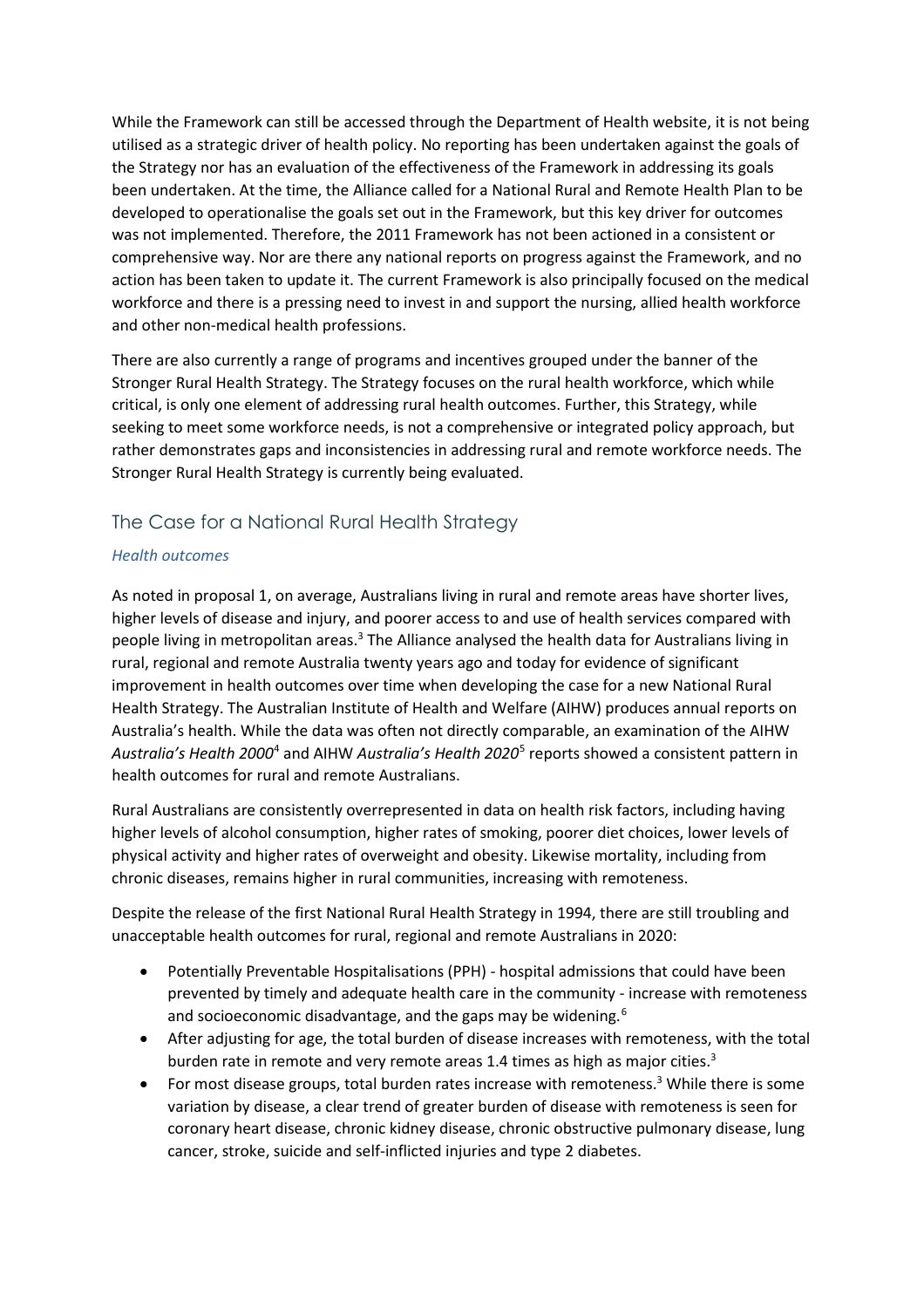While the Framework can still be accessed through the Department of Health website, it is not being utilised as a strategic driver of health policy. No reporting has been undertaken against the goals of the Strategy nor has an evaluation of the effectiveness of the Framework in addressing its goals been undertaken. At the time, the Alliance called for a National Rural and Remote Health Plan to be developed to operationalise the goals set out in the Framework, but this key driver for outcomes was not implemented. Therefore, the 2011 Framework has not been actioned in a consistent or comprehensive way. Nor are there any national reports on progress against the Framework, and no action has been taken to update it. The current Framework is also principally focused on the medical workforce and there is a pressing need to invest in and support the nursing, allied health workforce and other non-medical health professions.

There are also currently a range of programs and incentives grouped under the banner of the Stronger Rural Health Strategy. The Strategy focuses on the rural health workforce, which while critical, is only one element of addressing rural health outcomes. Further, this Strategy, while seeking to meet some workforce needs, is not a comprehensive or integrated policy approach, but rather demonstrates gaps and inconsistencies in addressing rural and remote workforce needs. The Stronger Rural Health Strategy is currently being evaluated.

## The Case for a National Rural Health Strategy

### *Health outcomes*

As noted in proposal 1, on average, Australians living in rural and remote areas have shorter lives, higher levels of disease and injury, and poorer access to and use of health services compared with people living in metropolitan areas.[3] The Alliance analysed the health data for Australians living in rural, regional and remote Australia twenty years ago and today for evidence of significant improvement in health outcomes over time when developing the case for a new National Rural Health Strategy. The Australian Institute of Health and Welfare (AIHW) produces annual reports on Australia's health. While the data was often not directly comparable, an examination of the AIHW *Australia's Health 2000*[4] and AIHW *Australia's Health 2020*[5] reports showed a consistent pattern in health outcomes for rural and remote Australians.

Rural Australians are consistently overrepresented in data on health risk factors, including having higher levels of alcohol consumption, higher rates of smoking, poorer diet choices, lower levels of physical activity and higher rates of overweight and obesity. Likewise mortality, including from chronic diseases, remains higher in rural communities, increasing with remoteness.

Despite the release of the first National Rural Health Strategy in 1994, there are still troubling and unacceptable health outcomes for rural, regional and remote Australians in 2020:

- Potentially Preventable Hospitalisations (PPH) - hospital admissions that could have been prevented by timely and adequate health care in the community - increase with remoteness and socioeconomic disadvantage, and the gaps may be widening.[6]
- After adjusting for age, the total burden of disease increases with remoteness, with the total burden rate in remote and very remote areas 1.4 times as high as major cities.[3]
- For most disease groups, total burden rates increase with remoteness.[3] While there is some variation by disease, a clear trend of greater burden of disease with remoteness is seen for coronary heart disease, chronic kidney disease, chronic obstructive pulmonary disease, lung cancer, stroke, suicide and self-inflicted injuries and type 2 diabetes.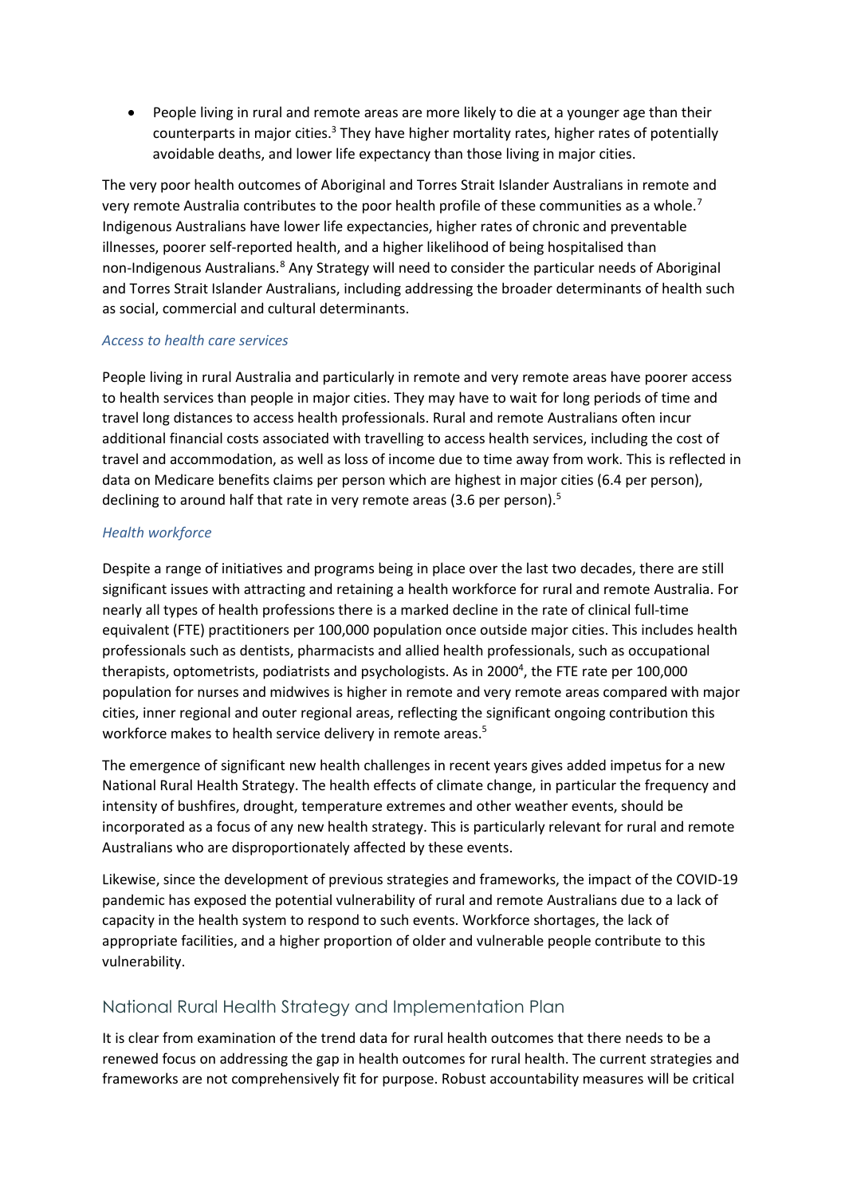- People living in rural and remote areas are more likely to die at a younger age than their counterparts in major cities.[3] They have higher mortality rates, higher rates of potentially avoidable deaths, and lower life expectancy than those living in major cities.

The very poor health outcomes of Aboriginal and Torres Strait Islander Australians in remote and very remote Australia contributes to the poor health profile of these communities as a whole.[7] Indigenous Australians have lower life expectancies, higher rates of chronic and preventable illnesses, poorer self-reported health, and a higher likelihood of being hospitalised than non-Indigenous Australians.[8] Any Strategy will need to consider the particular needs of Aboriginal and Torres Strait Islander Australians, including addressing the broader determinants of health such as social, commercial and cultural determinants.

### *Access to health care services*

People living in rural Australia and particularly in remote and very remote areas have poorer access to health services than people in major cities. They may have to wait for long periods of time and travel long distances to access health professionals. Rural and remote Australians often incur additional financial costs associated with travelling to access health services, including the cost of travel and accommodation, as well as loss of income due to time away from work. This is reflected in data on Medicare benefits claims per person which are highest in major cities (6.4 per person), declining to around half that rate in very remote areas (3.6 per person).[5]

### *Health workforce*

Despite a range of initiatives and programs being in place over the last two decades, there are still significant issues with attracting and retaining a health workforce for rural and remote Australia. For nearly all types of health professions there is a marked decline in the rate of clinical full-time equivalent (FTE) practitioners per 100,000 population once outside major cities. This includes health professionals such as dentists, pharmacists and allied health professionals, such as occupational therapists, optometrists, podiatrists and psychologists. As in 2000[4], the FTE rate per 100,000 population for nurses and midwives is higher in remote and very remote areas compared with major cities, inner regional and outer regional areas, reflecting the significant ongoing contribution this workforce makes to health service delivery in remote areas.[5]

The emergence of significant new health challenges in recent years gives added impetus for a new National Rural Health Strategy. The health effects of climate change, in particular the frequency and intensity of bushfires, drought, temperature extremes and other weather events, should be incorporated as a focus of any new health strategy. This is particularly relevant for rural and remote Australians who are disproportionately affected by these events.

Likewise, since the development of previous strategies and frameworks, the impact of the COVID-19 pandemic has exposed the potential vulnerability of rural and remote Australians due to a lack of capacity in the health system to respond to such events. Workforce shortages, the lack of appropriate facilities, and a higher proportion of older and vulnerable people contribute to this vulnerability.

## National Rural Health Strategy and Implementation Plan

It is clear from examination of the trend data for rural health outcomes that there needs to be a renewed focus on addressing the gap in health outcomes for rural health. The current strategies and frameworks are not comprehensively fit for purpose. Robust accountability measures will be critical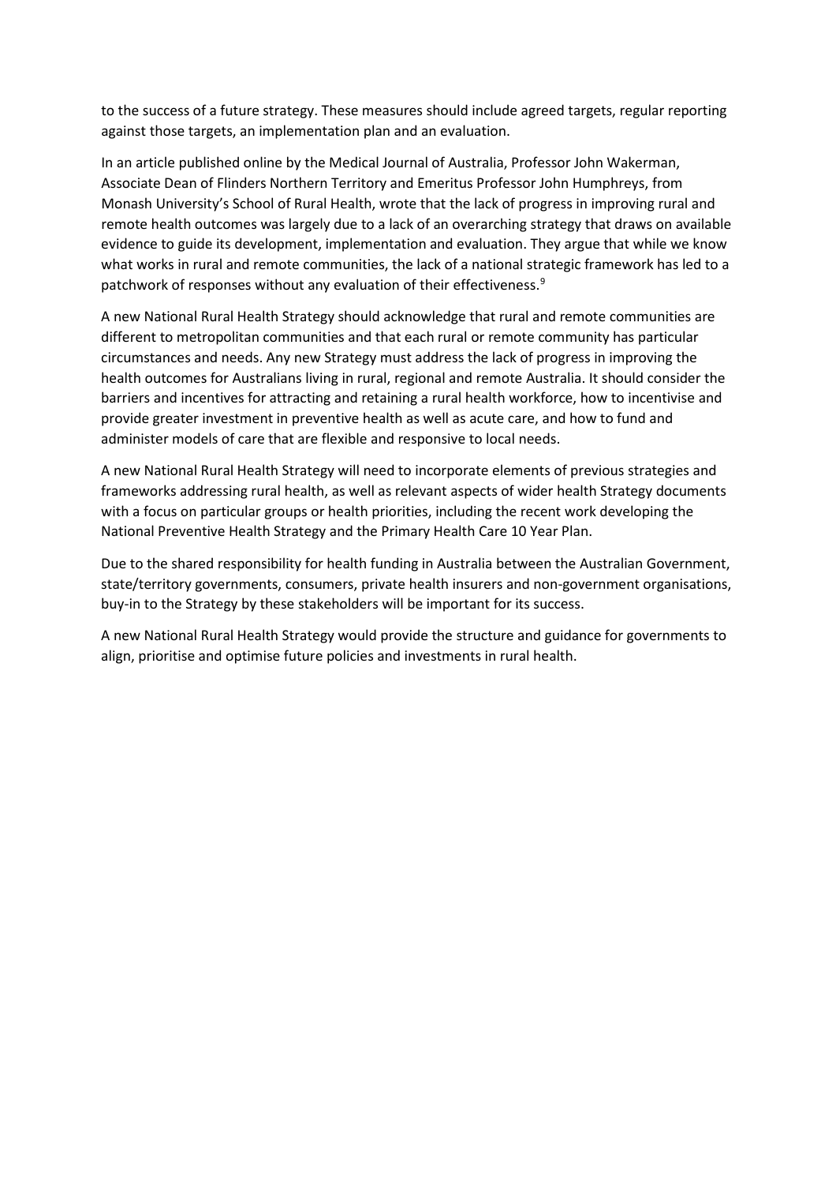to the success of a future strategy. These measures should include agreed targets, regular reporting against those targets, an implementation plan and an evaluation.

In an article published online by the Medical Journal of Australia, Professor John Wakerman, Associate Dean of Flinders Northern Territory and Emeritus Professor John Humphreys, from Monash University's School of Rural Health, wrote that the lack of progress in improving rural and remote health outcomes was largely due to a lack of an overarching strategy that draws on available evidence to guide its development, implementation and evaluation. They argue that while we know what works in rural and remote communities, the lack of a national strategic framework has led to a patchwork of responses without any evaluation of their effectiveness.[9]

A new National Rural Health Strategy should acknowledge that rural and remote communities are different to metropolitan communities and that each rural or remote community has particular circumstances and needs. Any new Strategy must address the lack of progress in improving the health outcomes for Australians living in rural, regional and remote Australia. It should consider the barriers and incentives for attracting and retaining a rural health workforce, how to incentivise and provide greater investment in preventive health as well as acute care, and how to fund and administer models of care that are flexible and responsive to local needs.

A new National Rural Health Strategy will need to incorporate elements of previous strategies and frameworks addressing rural health, as well as relevant aspects of wider health Strategy documents with a focus on particular groups or health priorities, including the recent work developing the National Preventive Health Strategy and the Primary Health Care 10 Year Plan.

Due to the shared responsibility for health funding in Australia between the Australian Government, state/territory governments, consumers, private health insurers and non-government organisations, buy-in to the Strategy by these stakeholders will be important for its success.

A new National Rural Health Strategy would provide the structure and guidance for governments to align, prioritise and optimise future policies and investments in rural health.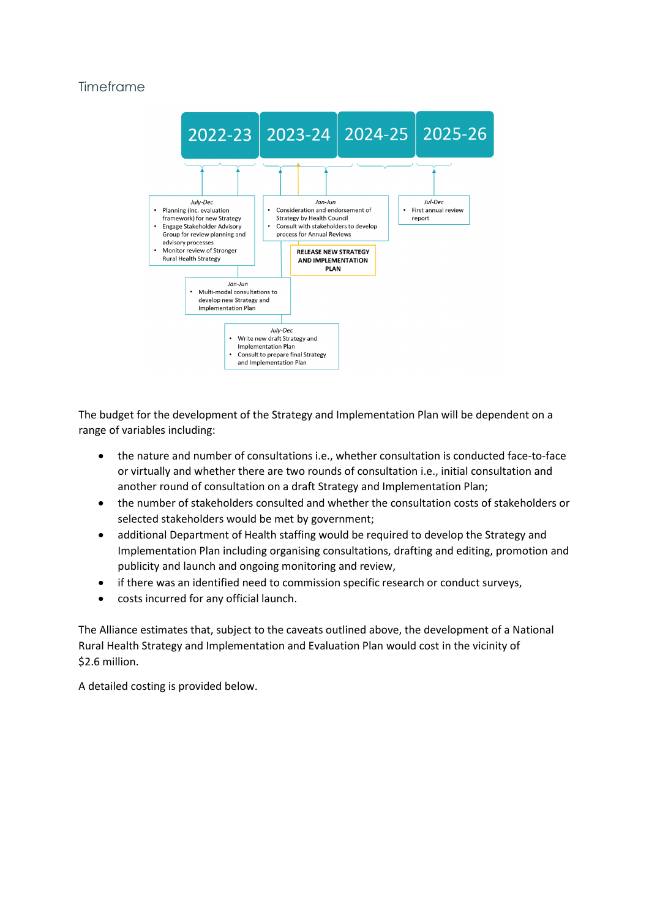## Timeframe

| 2022-23 | 2023-24 | 2024-25 | 2025-26 |
| --- | --- | --- | --- |

*July-Dec*
- Planning (inc. evaluation framework) for new Strategy
- Engage Stakeholder Advisory Group for review planning and advisory processes
- Monitor review of Stronger Rural Health Strategy

*Jan-Jun*
- Multi-modal consultations to develop new Strategy and Implementation Plan

*July-Dec*
- Write new draft Strategy and Implementation Plan
- Consult to prepare final Strategy and Implementation Plan

*Jan-Jun*
- Consideration and endorsement of Strategy by Health Council
- Consult with stakeholders to develop process for Annual Reviews

**RELEASE NEW STRATEGY AND IMPLEMENTATION PLAN**

*Jul-Dec*
- First annual review report

The budget for the development of the Strategy and Implementation Plan will be dependent on a range of variables including:

- the nature and number of consultations i.e., whether consultation is conducted face-to-face or virtually and whether there are two rounds of consultation i.e., initial consultation and another round of consultation on a draft Strategy and Implementation Plan;
- the number of stakeholders consulted and whether the consultation costs of stakeholders or selected stakeholders would be met by government;
- additional Department of Health staffing would be required to develop the Strategy and Implementation Plan including organising consultations, drafting and editing, promotion and publicity and launch and ongoing monitoring and review,
- if there was an identified need to commission specific research or conduct surveys,
- costs incurred for any official launch.

The Alliance estimates that, subject to the caveats outlined above, the development of a National Rural Health Strategy and Implementation and Evaluation Plan would cost in the vicinity of $2.6 million.

A detailed costing is provided below.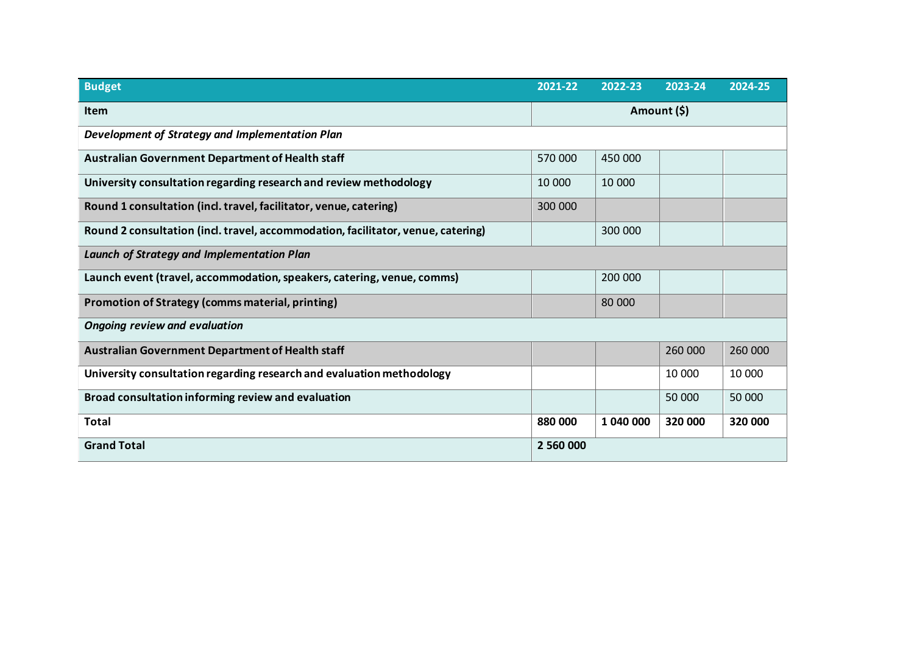| Budget | 2021-22 | 2022-23 | 2023-24 | 2024-25 |
|---|---|---|---|---|
| **Item** | **Amount ($)** | | | |
| ***Development of Strategy and Implementation Plan*** | | | | |
| **Australian Government Department of Health staff** | 570 000 | 450 000 | | |
| **University consultation regarding research and review methodology** | 10 000 | 10 000 | | |
| **Round 1 consultation (incl. travel, facilitator, venue, catering)** | 300 000 | | | |
| **Round 2 consultation (incl. travel, accommodation, facilitator, venue, catering)** | | 300 000 | | |
| ***Launch of Strategy and Implementation Plan*** | | | | |
| **Launch event (travel, accommodation, speakers, catering, venue, comms)** | | 200 000 | | |
| **Promotion of Strategy (comms material, printing)** | | 80 000 | | |
| ***Ongoing review and evaluation*** | | | | |
| **Australian Government Department of Health staff** | | | 260 000 | 260 000 |
| **University consultation regarding research and evaluation methodology** | | | 10 000 | 10 000 |
| **Broad consultation informing review and evaluation** | | | 50 000 | 50 000 |
| **Total** | **880 000** | **1 040 000** | **320 000** | **320 000** |
| **Grand Total** | **2 560 000** | | | |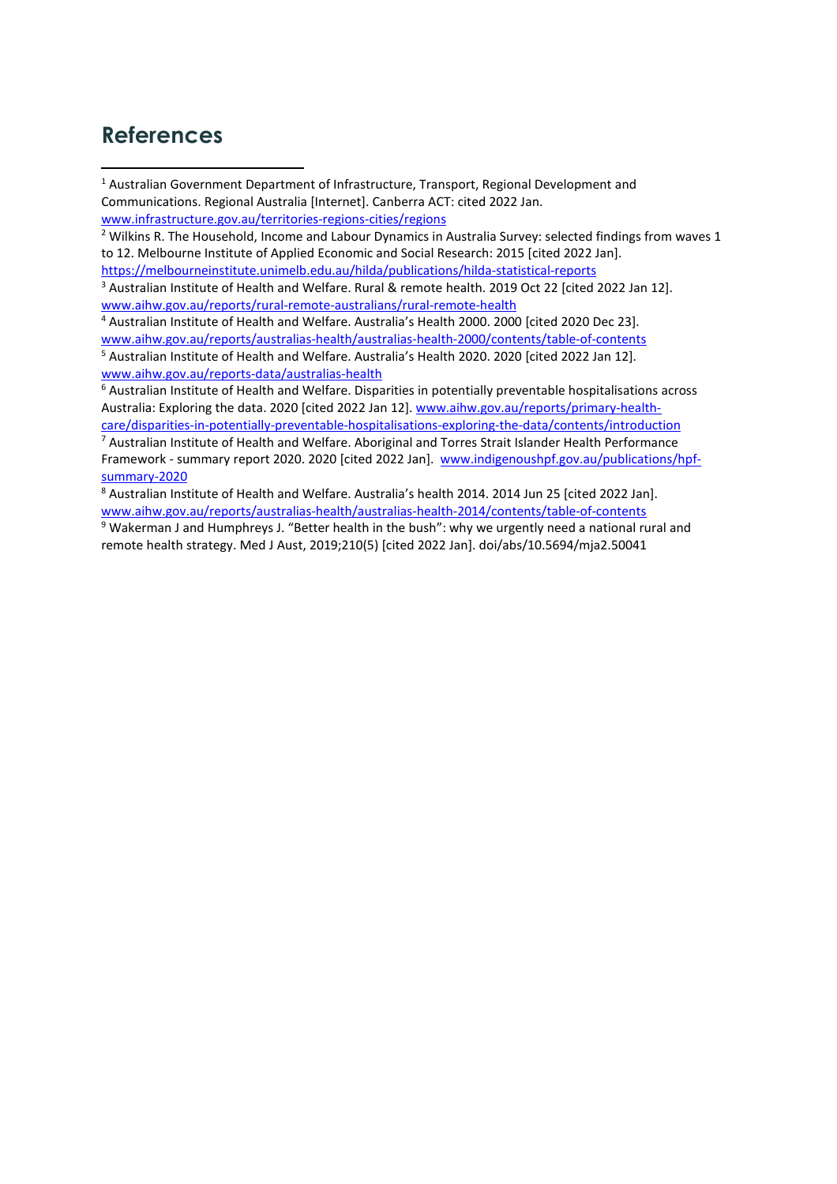# References

[1] Australian Government Department of Infrastructure, Transport, Regional Development and Communications. Regional Australia [Internet]. Canberra ACT: cited 2022 Jan. www.infrastructure.gov.au/territories-regions-cities/regions

[2] Wilkins R. The Household, Income and Labour Dynamics in Australia Survey: selected findings from waves 1 to 12. Melbourne Institute of Applied Economic and Social Research: 2015 [cited 2022 Jan]. https://melbourneinstitute.unimelb.edu.au/hilda/publications/hilda-statistical-reports

[3] Australian Institute of Health and Welfare. Rural & remote health. 2019 Oct 22 [cited 2022 Jan 12]. www.aihw.gov.au/reports/rural-remote-australians/rural-remote-health

[4] Australian Institute of Health and Welfare. Australia's Health 2000. 2000 [cited 2020 Dec 23]. www.aihw.gov.au/reports/australias-health/australias-health-2000/contents/table-of-contents

[5] Australian Institute of Health and Welfare. Australia's Health 2020. 2020 [cited 2022 Jan 12]. www.aihw.gov.au/reports-data/australias-health

[6] Australian Institute of Health and Welfare. Disparities in potentially preventable hospitalisations across Australia: Exploring the data. 2020 [cited 2022 Jan 12]. www.aihw.gov.au/reports/primary-health-care/disparities-in-potentially-preventable-hospitalisations-exploring-the-data/contents/introduction

[7] Australian Institute of Health and Welfare. Aboriginal and Torres Strait Islander Health Performance Framework - summary report 2020. 2020 [cited 2022 Jan]. www.indigenoushpf.gov.au/publications/hpf-summary-2020

[8] Australian Institute of Health and Welfare. Australia's health 2014. 2014 Jun 25 [cited 2022 Jan]. www.aihw.gov.au/reports/australias-health/australias-health-2014/contents/table-of-contents

[9] Wakerman J and Humphreys J. "Better health in the bush": why we urgently need a national rural and remote health strategy. Med J Aust, 2019;210(5) [cited 2022 Jan]. doi/abs/10.5694/mja2.50041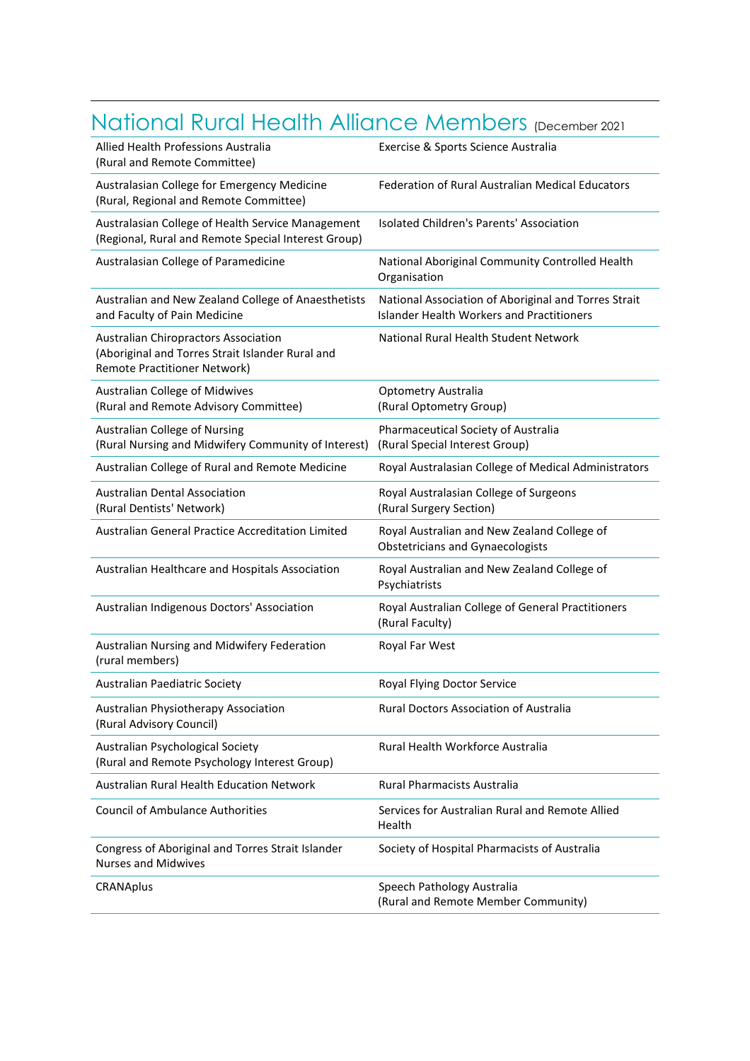# National Rural Health Alliance Members (December 2021

| | |
|---|---|
| Allied Health Professions Australia (Rural and Remote Committee) | Exercise & Sports Science Australia |
| Australasian College for Emergency Medicine (Rural, Regional and Remote Committee) | Federation of Rural Australian Medical Educators |
| Australasian College of Health Service Management (Regional, Rural and Remote Special Interest Group) | Isolated Children's Parents' Association |
| Australasian College of Paramedicine | National Aboriginal Community Controlled Health Organisation |
| Australian and New Zealand College of Anaesthetists and Faculty of Pain Medicine | National Association of Aboriginal and Torres Strait Islander Health Workers and Practitioners |
| Australian Chiropractors Association (Aboriginal and Torres Strait Islander Rural and Remote Practitioner Network) | National Rural Health Student Network |
| Australian College of Midwives (Rural and Remote Advisory Committee) | Optometry Australia (Rural Optometry Group) |
| Australian College of Nursing (Rural Nursing and Midwifery Community of Interest) | Pharmaceutical Society of Australia (Rural Special Interest Group) |
| Australian College of Rural and Remote Medicine | Royal Australasian College of Medical Administrators |
| Australian Dental Association (Rural Dentists' Network) | Royal Australasian College of Surgeons (Rural Surgery Section) |
| Australian General Practice Accreditation Limited | Royal Australian and New Zealand College of Obstetricians and Gynaecologists |
| Australian Healthcare and Hospitals Association | Royal Australian and New Zealand College of Psychiatrists |
| Australian Indigenous Doctors' Association | Royal Australian College of General Practitioners (Rural Faculty) |
| Australian Nursing and Midwifery Federation (rural members) | Royal Far West |
| Australian Paediatric Society | Royal Flying Doctor Service |
| Australian Physiotherapy Association (Rural Advisory Council) | Rural Doctors Association of Australia |
| Australian Psychological Society (Rural and Remote Psychology Interest Group) | Rural Health Workforce Australia |
| Australian Rural Health Education Network | Rural Pharmacists Australia |
| Council of Ambulance Authorities | Services for Australian Rural and Remote Allied Health |
| Congress of Aboriginal and Torres Strait Islander Nurses and Midwives | Society of Hospital Pharmacists of Australia |
| CRANAplus | Speech Pathology Australia (Rural and Remote Member Community) |